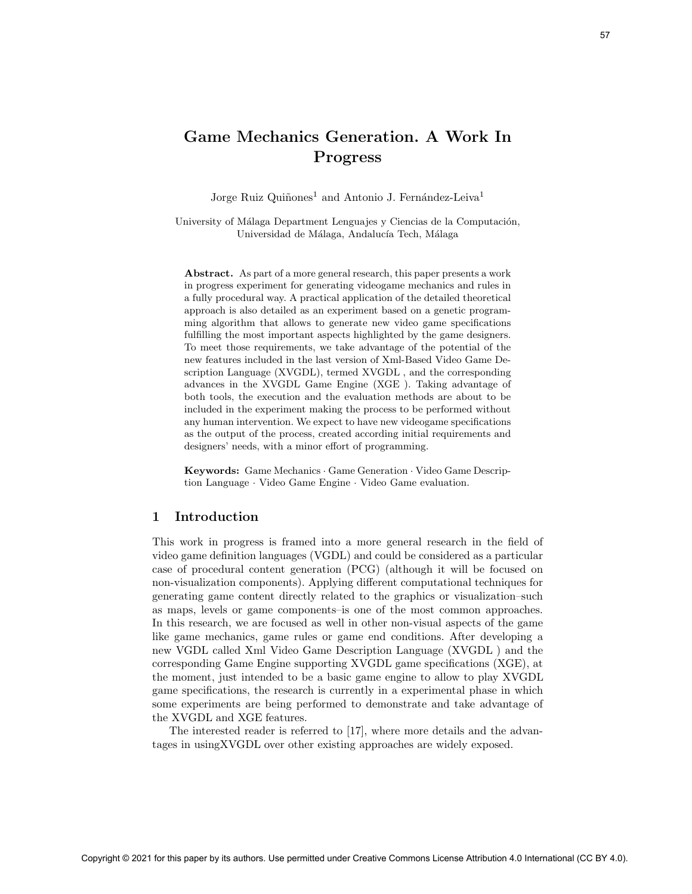# Game Mechanics Generation. A Work In Progress

Jorge Ruiz Quiñones[1] and Antonio J. Fernández-Leiva[1]

University of Málaga Department Lenguajes y Ciencias de la Computación, Universidad de Málaga, Andalucía Tech, Málaga

**Abstract.** As part of a more general research, this paper presents a work in progress experiment for generating videogame mechanics and rules in a fully procedural way. A practical application of the detailed theoretical approach is also detailed as an experiment based on a genetic programming algorithm that allows to generate new video game specifications fulfilling the most important aspects highlighted by the game designers. To meet those requirements, we take advantage of the potential of the new features included in the last version of Xml-Based Video Game Description Language (XVGDL), termed XVGDL , and the corresponding advances in the XVGDL Game Engine (XGE ). Taking advantage of both tools, the execution and the evaluation methods are about to be included in the experiment making the process to be performed without any human intervention. We expect to have new videogame specifications as the output of the process, created according initial requirements and designers' needs, with a minor effort of programming.

**Keywords:** Game Mechanics · Game Generation · Video Game Description Language · Video Game Engine · Video Game evaluation.

## 1 Introduction

This work in progress is framed into a more general research in the field of video game definition languages (VGDL) and could be considered as a particular case of procedural content generation (PCG) (although it will be focused on non-visualization components). Applying different computational techniques for generating game content directly related to the graphics or visualization–such as maps, levels or game components–is one of the most common approaches. In this research, we are focused as well in other non-visual aspects of the game like game mechanics, game rules or game end conditions. After developing a new VGDL called Xml Video Game Description Language (XVGDL ) and the corresponding Game Engine supporting XVGDL game specifications (XGE), at the moment, just intended to be a basic game engine to allow to play XVGDL game specifications, the research is currently in a experimental phase in which some experiments are being performed to demonstrate and take advantage of the XVGDL and XGE features.

The interested reader is referred to [17], where more details and the advantages in usingXVGDL over other existing approaches are widely exposed.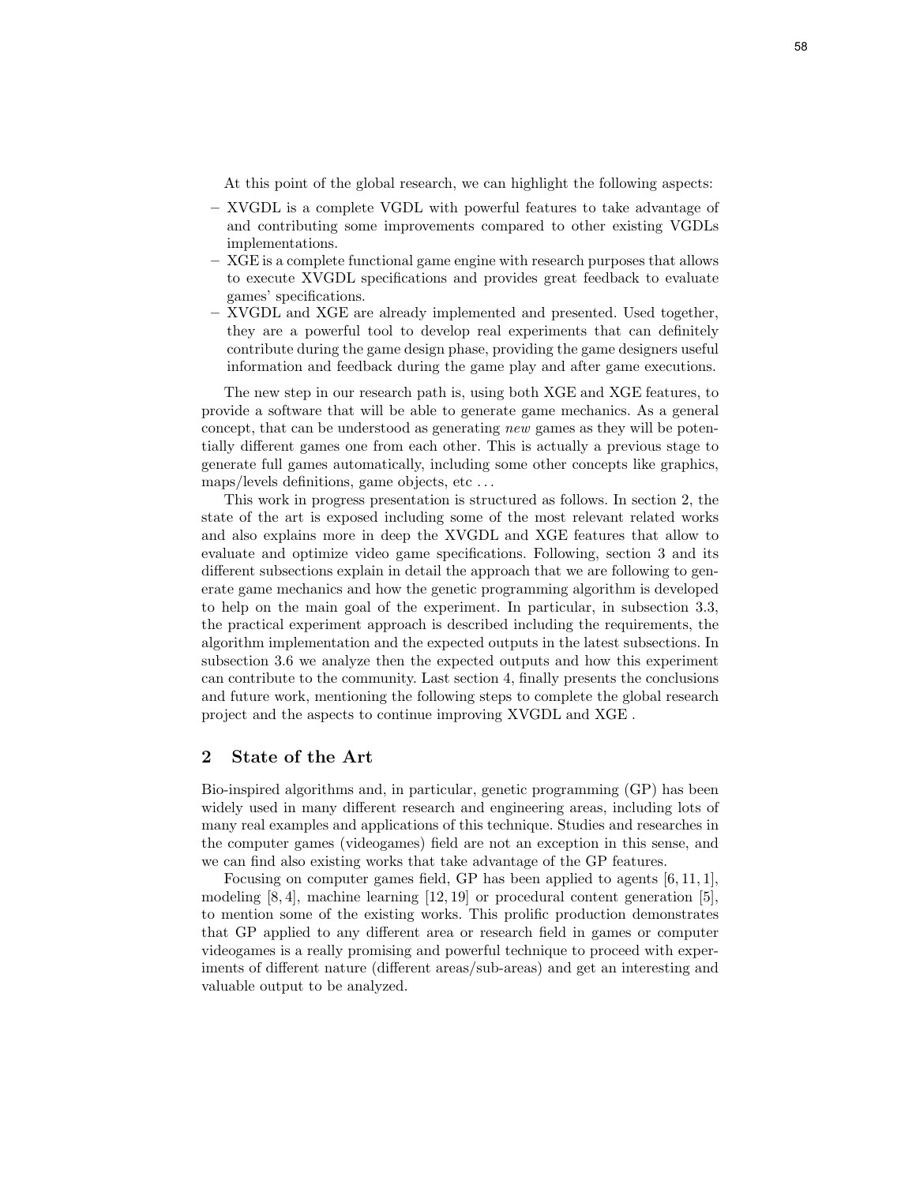At this point of the global research, we can highlight the following aspects:

- XVGDL is a complete VGDL with powerful features to take advantage of and contributing some improvements compared to other existing VGDLs implementations.
- XGE is a complete functional game engine with research purposes that allows to execute XVGDL specifications and provides great feedback to evaluate games' specifications.
- XVGDL and XGE are already implemented and presented. Used together, they are a powerful tool to develop real experiments that can definitely contribute during the game design phase, providing the game designers useful information and feedback during the game play and after game executions.

The new step in our research path is, using both XGE and XGE features, to provide a software that will be able to generate game mechanics. As a general concept, that can be understood as generating *new* games as they will be potentially different games one from each other. This is actually a previous stage to generate full games automatically, including some other concepts like graphics, maps/levels definitions, game objects, etc ...

This work in progress presentation is structured as follows. In section 2, the state of the art is exposed including some of the most relevant related works and also explains more in deep the XVGDL and XGE features that allow to evaluate and optimize video game specifications. Following, section 3 and its different subsections explain in detail the approach that we are following to generate game mechanics and how the genetic programming algorithm is developed to help on the main goal of the experiment. In particular, in subsection 3.3, the practical experiment approach is described including the requirements, the algorithm implementation and the expected outputs in the latest subsections. In subsection 3.6 we analyze then the expected outputs and how this experiment can contribute to the community. Last section 4, finally presents the conclusions and future work, mentioning the following steps to complete the global research project and the aspects to continue improving XVGDL and XGE .

## 2 State of the Art

Bio-inspired algorithms and, in particular, genetic programming (GP) has been widely used in many different research and engineering areas, including lots of many real examples and applications of this technique. Studies and researches in the computer games (videogames) field are not an exception in this sense, and we can find also existing works that take advantage of the GP features.

Focusing on computer games field, GP has been applied to agents [6, 11, 1], modeling [8, 4], machine learning [12, 19] or procedural content generation [5], to mention some of the existing works. This prolific production demonstrates that GP applied to any different area or research field in games or computer videogames is a really promising and powerful technique to proceed with experiments of different nature (different areas/sub-areas) and get an interesting and valuable output to be analyzed.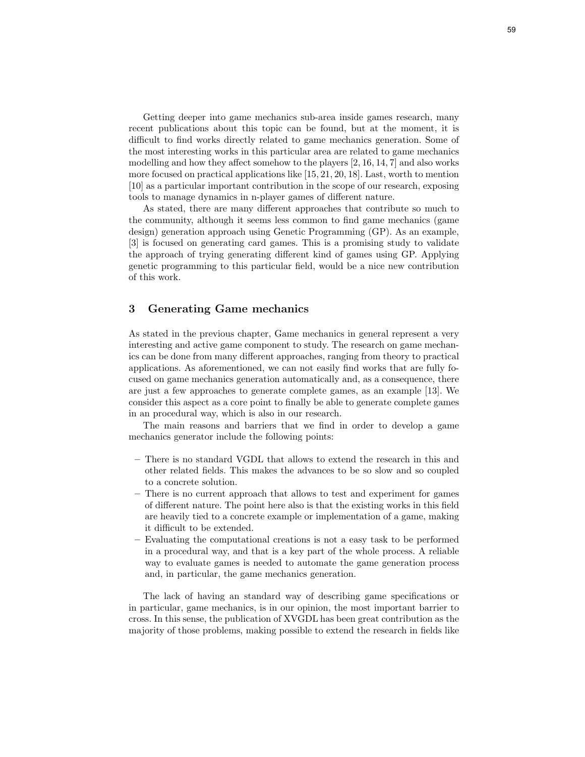Getting deeper into game mechanics sub-area inside games research, many recent publications about this topic can be found, but at the moment, it is difficult to find works directly related to game mechanics generation. Some of the most interesting works in this particular area are related to game mechanics modelling and how they affect somehow to the players [2, 16, 14, 7] and also works more focused on practical applications like [15, 21, 20, 18]. Last, worth to mention [10] as a particular important contribution in the scope of our research, exposing tools to manage dynamics in n-player games of different nature.

As stated, there are many different approaches that contribute so much to the community, although it seems less common to find game mechanics (game design) generation approach using Genetic Programming (GP). As an example, [3] is focused on generating card games. This is a promising study to validate the approach of trying generating different kind of games using GP. Applying genetic programming to this particular field, would be a nice new contribution of this work.

## 3 Generating Game mechanics

As stated in the previous chapter, Game mechanics in general represent a very interesting and active game component to study. The research on game mechanics can be done from many different approaches, ranging from theory to practical applications. As aforementioned, we can not easily find works that are fully focused on game mechanics generation automatically and, as a consequence, there are just a few approaches to generate complete games, as an example [13]. We consider this aspect as a core point to finally be able to generate complete games in an procedural way, which is also in our research.

The main reasons and barriers that we find in order to develop a game mechanics generator include the following points:

- There is no standard VGDL that allows to extend the research in this and other related fields. This makes the advances to be so slow and so coupled to a concrete solution.
- There is no current approach that allows to test and experiment for games of different nature. The point here also is that the existing works in this field are heavily tied to a concrete example or implementation of a game, making it difficult to be extended.
- Evaluating the computational creations is not a easy task to be performed in a procedural way, and that is a key part of the whole process. A reliable way to evaluate games is needed to automate the game generation process and, in particular, the game mechanics generation.

The lack of having an standard way of describing game specifications or in particular, game mechanics, is in our opinion, the most important barrier to cross. In this sense, the publication of XVGDL has been great contribution as the majority of those problems, making possible to extend the research in fields like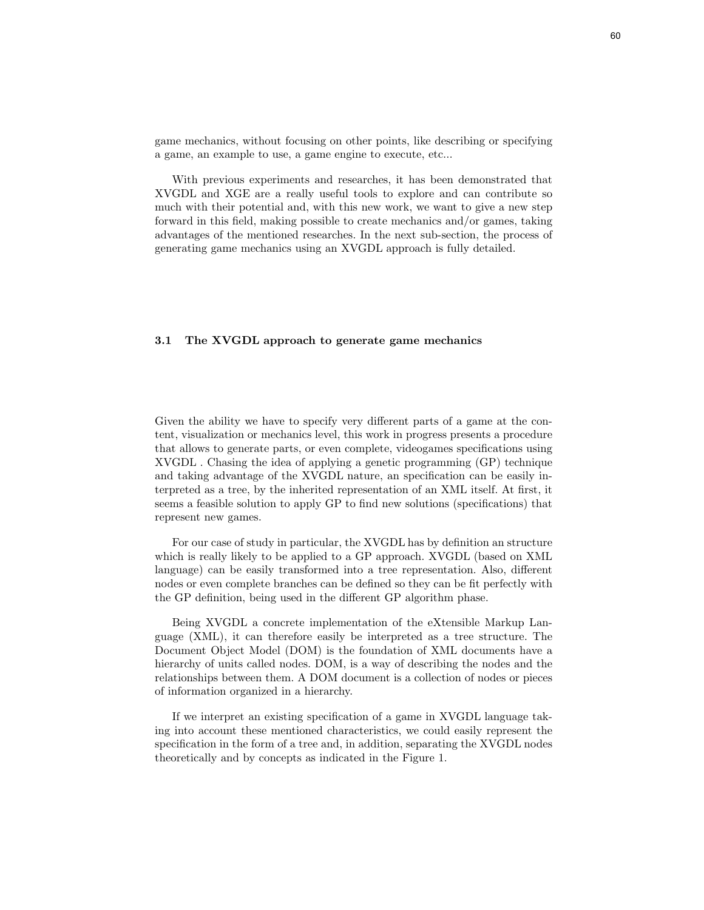game mechanics, without focusing on other points, like describing or specifying a game, an example to use, a game engine to execute, etc...

With previous experiments and researches, it has been demonstrated that XVGDL and XGE are a really useful tools to explore and can contribute so much with their potential and, with this new work, we want to give a new step forward in this field, making possible to create mechanics and/or games, taking advantages of the mentioned researches. In the next sub-section, the process of generating game mechanics using an XVGDL approach is fully detailed.

### 3.1 The XVGDL approach to generate game mechanics

Given the ability we have to specify very different parts of a game at the content, visualization or mechanics level, this work in progress presents a procedure that allows to generate parts, or even complete, videogames specifications using XVGDL . Chasing the idea of applying a genetic programming (GP) technique and taking advantage of the XVGDL nature, an specification can be easily interpreted as a tree, by the inherited representation of an XML itself. At first, it seems a feasible solution to apply GP to find new solutions (specifications) that represent new games.

For our case of study in particular, the XVGDL has by definition an structure which is really likely to be applied to a GP approach. XVGDL (based on XML language) can be easily transformed into a tree representation. Also, different nodes or even complete branches can be defined so they can be fit perfectly with the GP definition, being used in the different GP algorithm phase.

Being XVGDL a concrete implementation of the eXtensible Markup Language (XML), it can therefore easily be interpreted as a tree structure. The Document Object Model (DOM) is the foundation of XML documents have a hierarchy of units called nodes. DOM, is a way of describing the nodes and the relationships between them. A DOM document is a collection of nodes or pieces of information organized in a hierarchy.

If we interpret an existing specification of a game in XVGDL language taking into account these mentioned characteristics, we could easily represent the specification in the form of a tree and, in addition, separating the XVGDL nodes theoretically and by concepts as indicated in the Figure 1.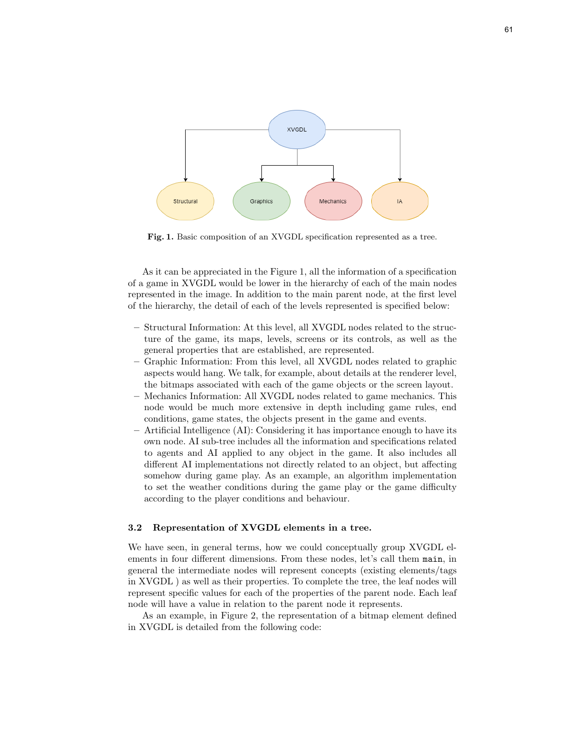Fig. 1. Basic composition of an XVGDL specification represented as a tree.

As it can be appreciated in the Figure 1, all the information of a specification of a game in XVGDL would be lower in the hierarchy of each of the main nodes represented in the image. In addition to the main parent node, at the first level of the hierarchy, the detail of each of the levels represented is specified below:

- Structural Information: At this level, all XVGDL nodes related to the structure of the game, its maps, levels, screens or its controls, as well as the general properties that are established, are represented.
- Graphic Information: From this level, all XVGDL nodes related to graphic aspects would hang. We talk, for example, about details at the renderer level, the bitmaps associated with each of the game objects or the screen layout.
- Mechanics Information: All XVGDL nodes related to game mechanics. This node would be much more extensive in depth including game rules, end conditions, game states, the objects present in the game and events.
- Artificial Intelligence (AI): Considering it has importance enough to have its own node. AI sub-tree includes all the information and specifications related to agents and AI applied to any object in the game. It also includes all different AI implementations not directly related to an object, but affecting somehow during game play. As an example, an algorithm implementation to set the weather conditions during the game play or the game difficulty according to the player conditions and behaviour.

### 3.2 Representation of XVGDL elements in a tree.

We have seen, in general terms, how we could conceptually group XVGDL elements in four different dimensions. From these nodes, let's call them `main`, in general the intermediate nodes will represent concepts (existing elements/tags in XVGDL ) as well as their properties. To complete the tree, the leaf nodes will represent specific values for each of the properties of the parent node. Each leaf node will have a value in relation to the parent node it represents.

As an example, in Figure 2, the representation of a bitmap element defined in XVGDL is detailed from the following code: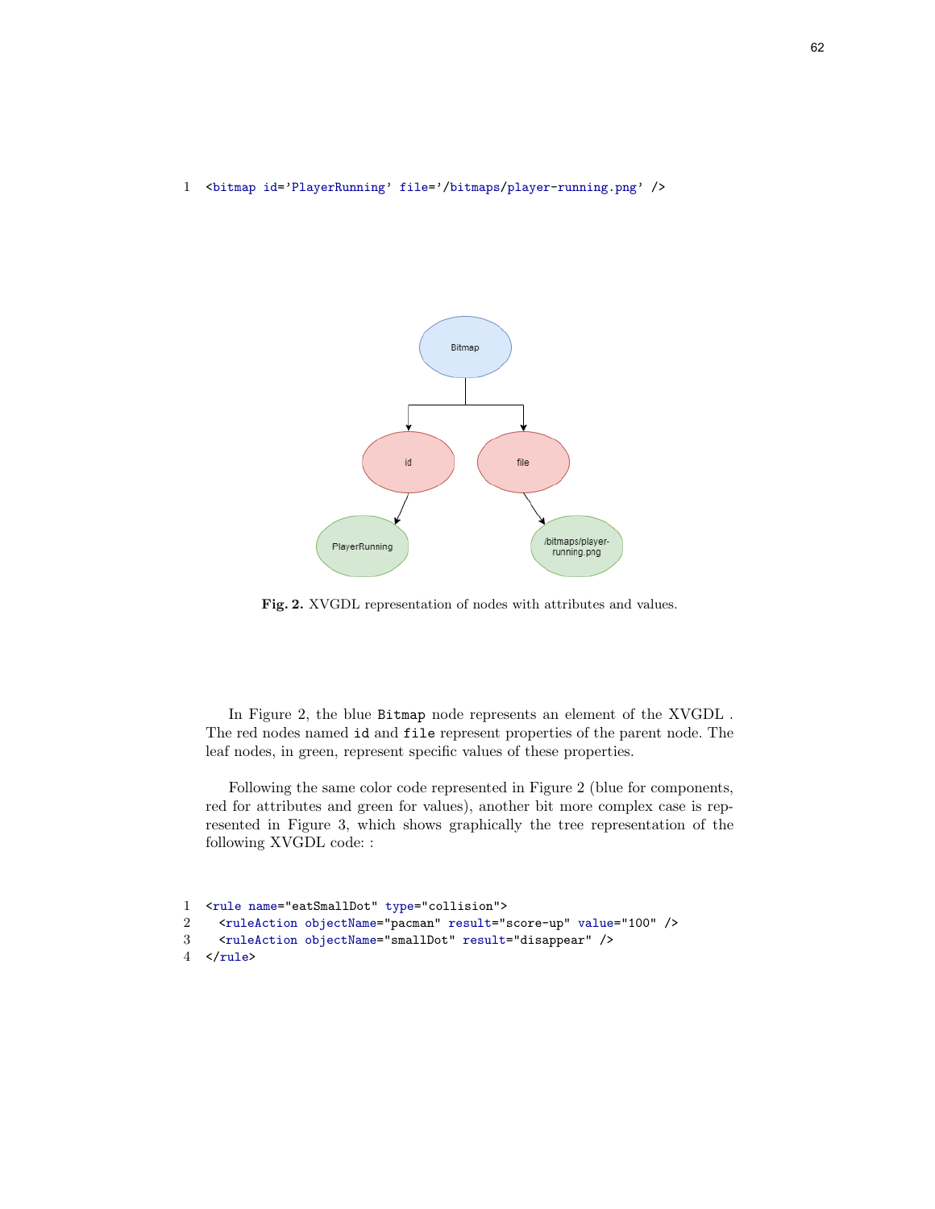```
<bitmap id='PlayerRunning' file='/bitmaps/player-running.png' />
```

**Fig. 2.** XVGDL representation of nodes with attributes and values.

In Figure 2, the blue `Bitmap` node represents an element of the XVGDL . The red nodes named `id` and `file` represent properties of the parent node. The leaf nodes, in green, represent specific values of these properties.

Following the same color code represented in Figure 2 (blue for components, red for attributes and green for values), another bit more complex case is represented in Figure 3, which shows graphically the tree representation of the following XVGDL code: :

```
<rule name="eatSmallDot" type="collision">
  <ruleAction objectName="pacman" result="score-up" value="100" />
  <ruleAction objectName="smallDot" result="disappear" />
</rule>
```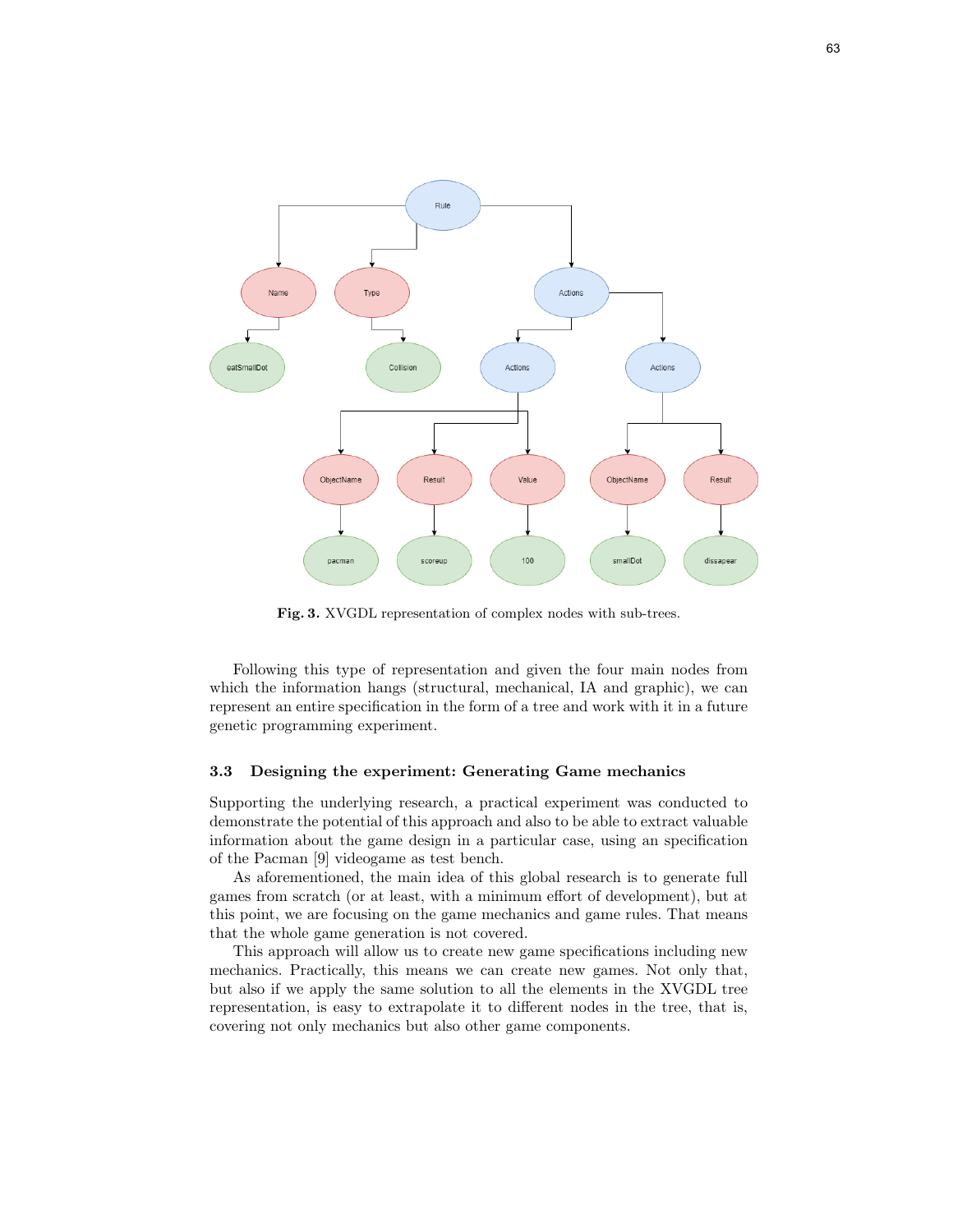**Fig. 3.** XVGDL representation of complex nodes with sub-trees.

Following this type of representation and given the four main nodes from which the information hangs (structural, mechanical, IA and graphic), we can represent an entire specification in the form of a tree and work with it in a future genetic programming experiment.

### 3.3 Designing the experiment: Generating Game mechanics

Supporting the underlying research, a practical experiment was conducted to demonstrate the potential of this approach and also to be able to extract valuable information about the game design in a particular case, using an specification of the Pacman [9] videogame as test bench.

As aforementioned, the main idea of this global research is to generate full games from scratch (or at least, with a minimum effort of development), but at this point, we are focusing on the game mechanics and game rules. That means that the whole game generation is not covered.

This approach will allow us to create new game specifications including new mechanics. Practically, this means we can create new games. Not only that, but also if we apply the same solution to all the elements in the XVGDL tree representation, is easy to extrapolate it to different nodes in the tree, that is, covering not only mechanics but also other game components.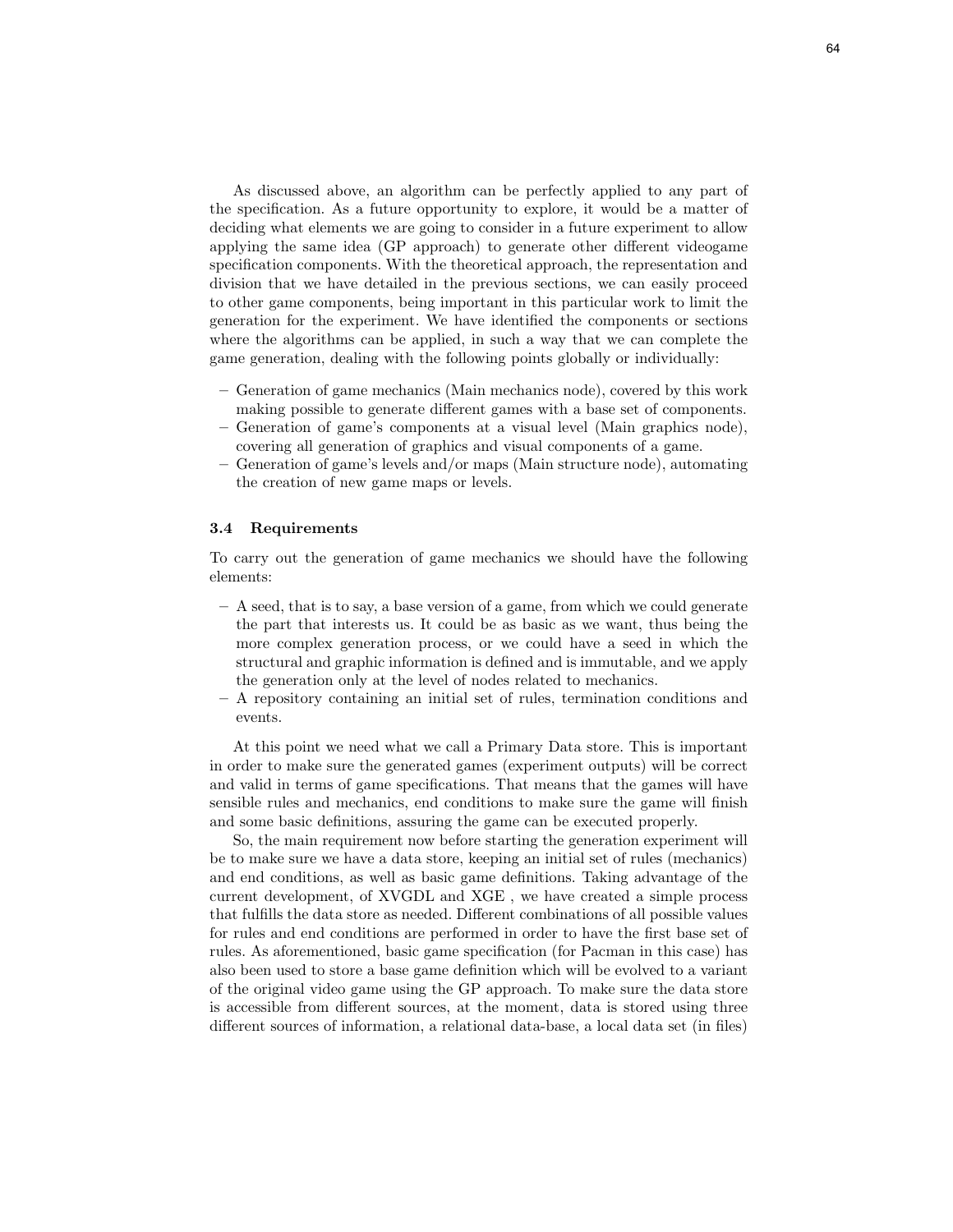As discussed above, an algorithm can be perfectly applied to any part of the specification. As a future opportunity to explore, it would be a matter of deciding what elements we are going to consider in a future experiment to allow applying the same idea (GP approach) to generate other different videogame specification components. With the theoretical approach, the representation and division that we have detailed in the previous sections, we can easily proceed to other game components, being important in this particular work to limit the generation for the experiment. We have identified the components or sections where the algorithms can be applied, in such a way that we can complete the game generation, dealing with the following points globally or individually:

- Generation of game mechanics (Main mechanics node), covered by this work making possible to generate different games with a base set of components.
- Generation of game's components at a visual level (Main graphics node), covering all generation of graphics and visual components of a game.
- Generation of game's levels and/or maps (Main structure node), automating the creation of new game maps or levels.

### 3.4 Requirements

To carry out the generation of game mechanics we should have the following elements:

- A seed, that is to say, a base version of a game, from which we could generate the part that interests us. It could be as basic as we want, thus being the more complex generation process, or we could have a seed in which the structural and graphic information is defined and is immutable, and we apply the generation only at the level of nodes related to mechanics.
- A repository containing an initial set of rules, termination conditions and events.

At this point we need what we call a Primary Data store. This is important in order to make sure the generated games (experiment outputs) will be correct and valid in terms of game specifications. That means that the games will have sensible rules and mechanics, end conditions to make sure the game will finish and some basic definitions, assuring the game can be executed properly.

So, the main requirement now before starting the generation experiment will be to make sure we have a data store, keeping an initial set of rules (mechanics) and end conditions, as well as basic game definitions. Taking advantage of the current development, of XVGDL and XGE , we have created a simple process that fulfills the data store as needed. Different combinations of all possible values for rules and end conditions are performed in order to have the first base set of rules. As aforementioned, basic game specification (for Pacman in this case) has also been used to store a base game definition which will be evolved to a variant of the original video game using the GP approach. To make sure the data store is accessible from different sources, at the moment, data is stored using three different sources of information, a relational data-base, a local data set (in files)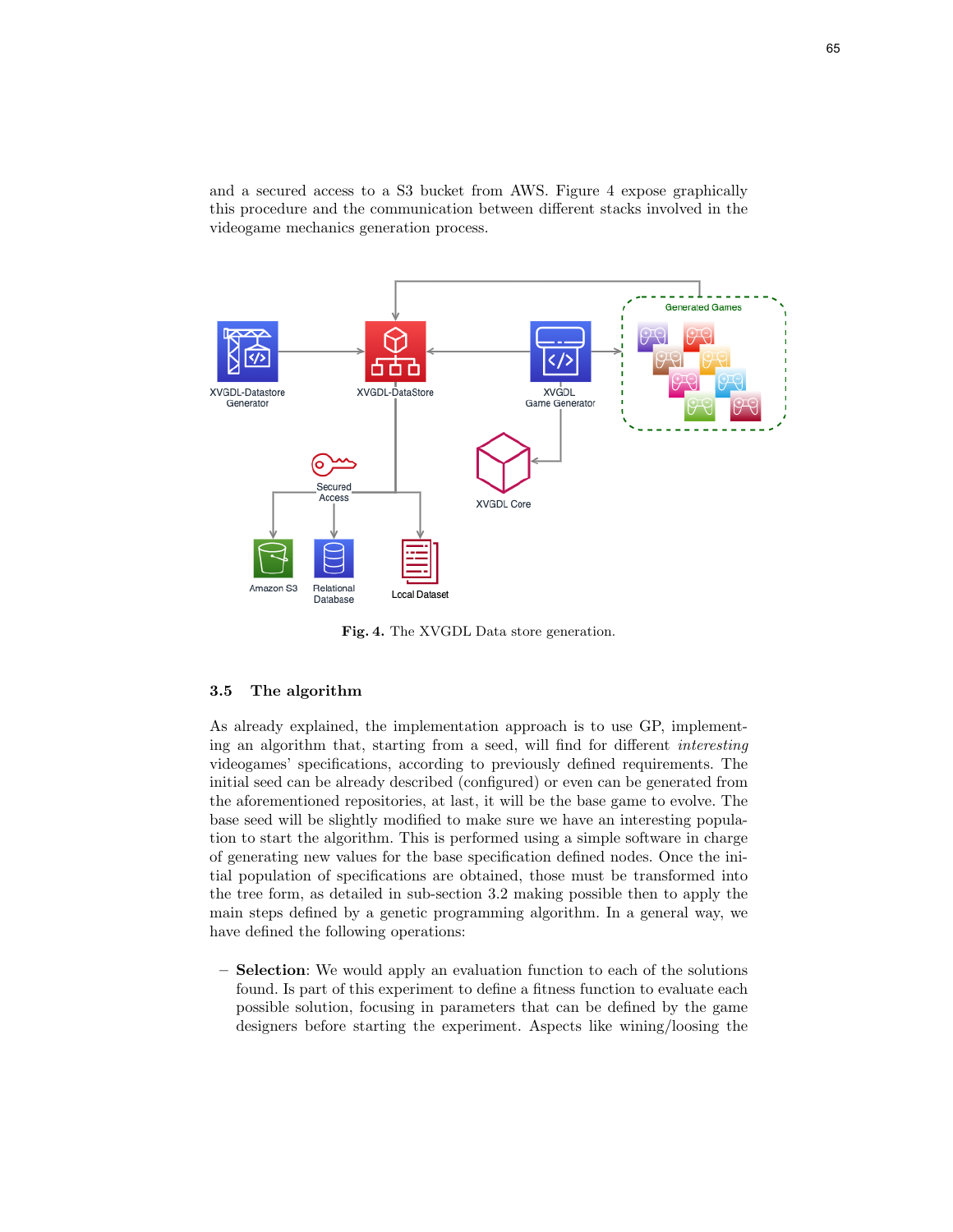and a secured access to a S3 bucket from AWS. Figure 4 expose graphically this procedure and the communication between different stacks involved in the videogame mechanics generation process.

**Fig. 4.** The XVGDL Data store generation.

### 3.5 The algorithm

As already explained, the implementation approach is to use GP, implementing an algorithm that, starting from a seed, will find for different *interesting* videogames' specifications, according to previously defined requirements. The initial seed can be already described (configured) or even can be generated from the aforementioned repositories, at last, it will be the base game to evolve. The base seed will be slightly modified to make sure we have an interesting population to start the algorithm. This is performed using a simple software in charge of generating new values for the base specification defined nodes. Once the initial population of specifications are obtained, those must be transformed into the tree form, as detailed in sub-section 3.2 making possible then to apply the main steps defined by a genetic programming algorithm. In a general way, we have defined the following operations:

- **Selection**: We would apply an evaluation function to each of the solutions found. Is part of this experiment to define a fitness function to evaluate each possible solution, focusing in parameters that can be defined by the game designers before starting the experiment. Aspects like wining/loosing the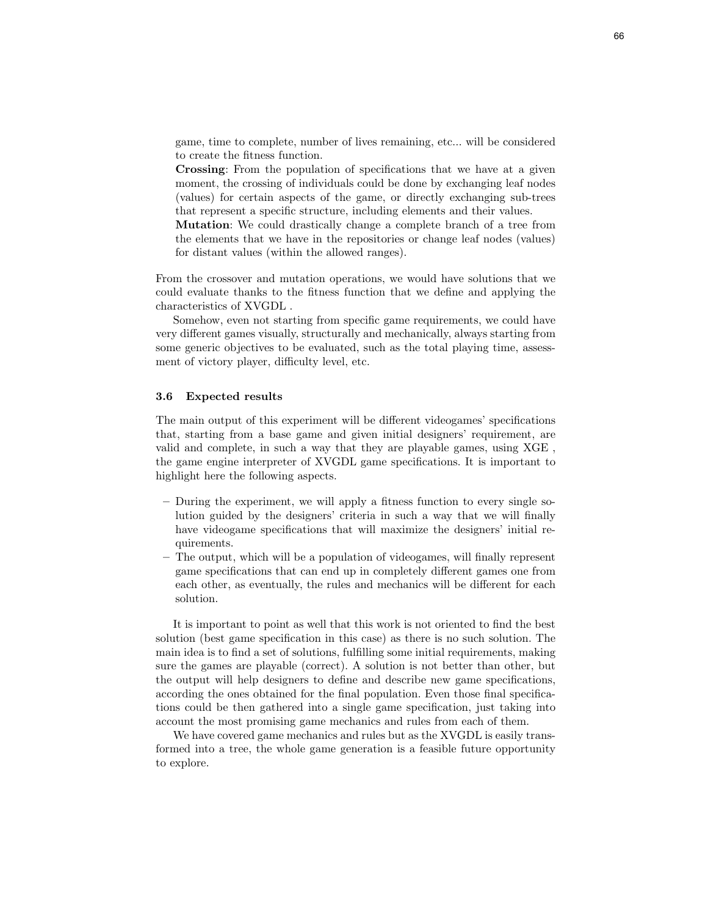game, time to complete, number of lives remaining, etc... will be considered to create the fitness function.

**Crossing**: From the population of specifications that we have at a given moment, the crossing of individuals could be done by exchanging leaf nodes (values) for certain aspects of the game, or directly exchanging sub-trees that represent a specific structure, including elements and their values.

**Mutation**: We could drastically change a complete branch of a tree from the elements that we have in the repositories or change leaf nodes (values) for distant values (within the allowed ranges).

From the crossover and mutation operations, we would have solutions that we could evaluate thanks to the fitness function that we define and applying the characteristics of XVGDL .

Somehow, even not starting from specific game requirements, we could have very different games visually, structurally and mechanically, always starting from some generic objectives to be evaluated, such as the total playing time, assessment of victory player, difficulty level, etc.

### 3.6 Expected results

The main output of this experiment will be different videogames' specifications that, starting from a base game and given initial designers' requirement, are valid and complete, in such a way that they are playable games, using XGE , the game engine interpreter of XVGDL game specifications. It is important to highlight here the following aspects.

- During the experiment, we will apply a fitness function to every single solution guided by the designers' criteria in such a way that we will finally have videogame specifications that will maximize the designers' initial requirements.
- The output, which will be a population of videogames, will finally represent game specifications that can end up in completely different games one from each other, as eventually, the rules and mechanics will be different for each solution.

It is important to point as well that this work is not oriented to find the best solution (best game specification in this case) as there is no such solution. The main idea is to find a set of solutions, fulfilling some initial requirements, making sure the games are playable (correct). A solution is not better than other, but the output will help designers to define and describe new game specifications, according the ones obtained for the final population. Even those final specifications could be then gathered into a single game specification, just taking into account the most promising game mechanics and rules from each of them.

We have covered game mechanics and rules but as the XVGDL is easily transformed into a tree, the whole game generation is a feasible future opportunity to explore.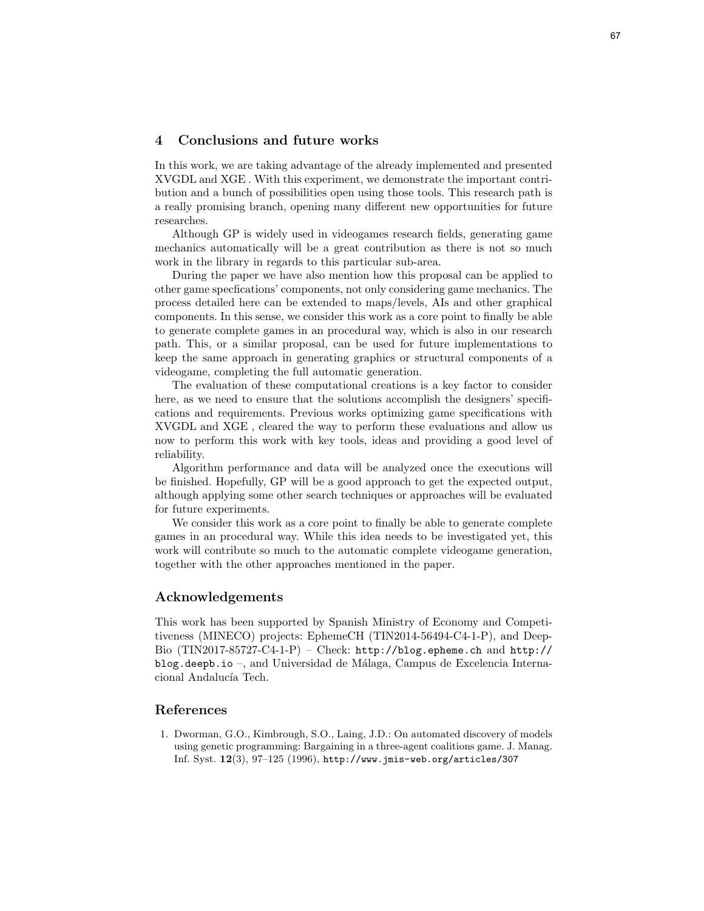## 4 Conclusions and future works

In this work, we are taking advantage of the already implemented and presented XVGDL and XGE . With this experiment, we demonstrate the important contribution and a bunch of possibilities open using those tools. This research path is a really promising branch, opening many different new opportunities for future researches.

Although GP is widely used in videogames research fields, generating game mechanics automatically will be a great contribution as there is not so much work in the library in regards to this particular sub-area.

During the paper we have also mention how this proposal can be applied to other game specfications' components, not only considering game mechanics. The process detailed here can be extended to maps/levels, AIs and other graphical components. In this sense, we consider this work as a core point to finally be able to generate complete games in an procedural way, which is also in our research path. This, or a similar proposal, can be used for future implementations to keep the same approach in generating graphics or structural components of a videogame, completing the full automatic generation.

The evaluation of these computational creations is a key factor to consider here, as we need to ensure that the solutions accomplish the designers' specifications and requirements. Previous works optimizing game specifications with XVGDL and XGE , cleared the way to perform these evaluations and allow us now to perform this work with key tools, ideas and providing a good level of reliability.

Algorithm performance and data will be analyzed once the executions will be finished. Hopefully, GP will be a good approach to get the expected output, although applying some other search techniques or approaches will be evaluated for future experiments.

We consider this work as a core point to finally be able to generate complete games in an procedural way. While this idea needs to be investigated yet, this work will contribute so much to the automatic complete videogame generation, together with the other approaches mentioned in the paper.

## Acknowledgements

This work has been supported by Spanish Ministry of Economy and Competitiveness (MINECO) projects: EphemeCH (TIN2014-56494-C4-1-P), and DeepBio (TIN2017-85727-C4-1-P) – Check: `http://blog.epheme.ch` and `http://blog.deepb.io` –, and Universidad de Málaga, Campus de Excelencia Internacional Andalucía Tech.

## References

1. Dworman, G.O., Kimbrough, S.O., Laing, J.D.: On automated discovery of models using genetic programming: Bargaining in a three-agent coalitions game. J. Manag. Inf. Syst. **12**(3), 97–125 (1996), `http://www.jmis-web.org/articles/307`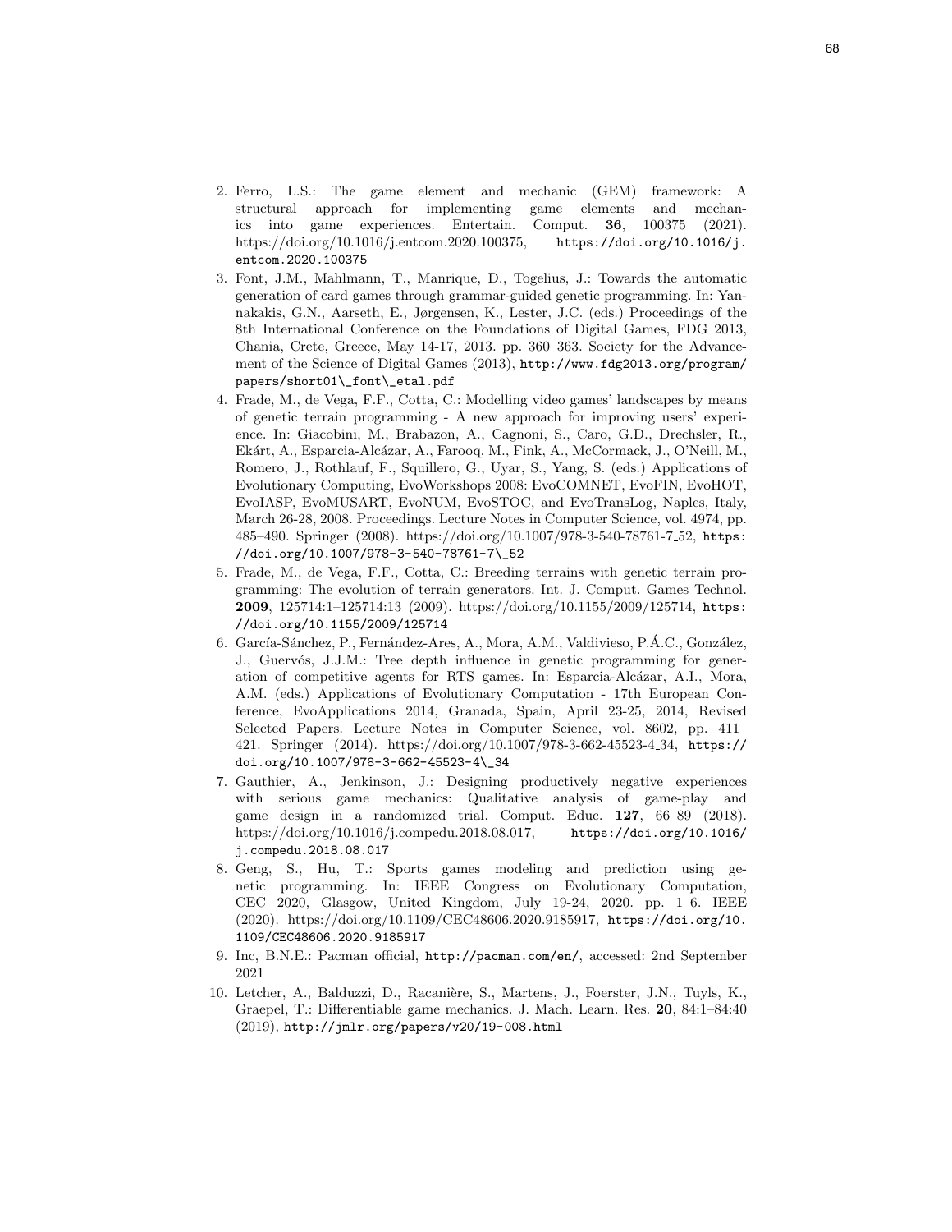2. Ferro, L.S.: The game element and mechanic (GEM) framework: A structural approach for implementing game elements and mechanics into game experiences. Entertain. Comput. **36**, 100375 (2021). https://doi.org/10.1016/j.entcom.2020.100375, `https://doi.org/10.1016/j.entcom.2020.100375`
3. Font, J.M., Mahlmann, T., Manrique, D., Togelius, J.: Towards the automatic generation of card games through grammar-guided genetic programming. In: Yannakakis, G.N., Aarseth, E., Jørgensen, K., Lester, J.C. (eds.) Proceedings of the 8th International Conference on the Foundations of Digital Games, FDG 2013, Chania, Crete, Greece, May 14-17, 2013. pp. 360–363. Society for the Advancement of the Science of Digital Games (2013), `http://www.fdg2013.org/program/papers/short01\_font\_etal.pdf`
4. Frade, M., de Vega, F.F., Cotta, C.: Modelling video games' landscapes by means of genetic terrain programming - A new approach for improving users' experience. In: Giacobini, M., Brabazon, A., Cagnoni, S., Caro, G.D., Drechsler, R., Ekárt, A., Esparcia-Alcázar, A., Farooq, M., Fink, A., McCormack, J., O'Neill, M., Romero, J., Rothlauf, F., Squillero, G., Uyar, S., Yang, S. (eds.) Applications of Evolutionary Computing, EvoWorkshops 2008: EvoCOMNET, EvoFIN, EvoHOT, EvoIASP, EvoMUSART, EvoNUM, EvoSTOC, and EvoTransLog, Naples, Italy, March 26-28, 2008. Proceedings. Lecture Notes in Computer Science, vol. 4974, pp. 485–490. Springer (2008). https://doi.org/10.1007/978-3-540-78761-7_52, `https://doi.org/10.1007/978-3-540-78761-7\_52`
5. Frade, M., de Vega, F.F., Cotta, C.: Breeding terrains with genetic terrain programming: The evolution of terrain generators. Int. J. Comput. Games Technol. **2009**, 125714:1–125714:13 (2009). https://doi.org/10.1155/2009/125714, `https://doi.org/10.1155/2009/125714`
6. García-Sánchez, P., Fernández-Ares, A., Mora, A.M., Valdivieso, P.Á.C., González, J., Guervós, J.J.M.: Tree depth influence in genetic programming for generation of competitive agents for RTS games. In: Esparcia-Alcázar, A.I., Mora, A.M. (eds.) Applications of Evolutionary Computation - 17th European Conference, EvoApplications 2014, Granada, Spain, April 23-25, 2014, Revised Selected Papers. Lecture Notes in Computer Science, vol. 8602, pp. 411–421. Springer (2014). https://doi.org/10.1007/978-3-662-45523-4_34, `https://doi.org/10.1007/978-3-662-45523-4\_34`
7. Gauthier, A., Jenkinson, J.: Designing productively negative experiences with serious game mechanics: Qualitative analysis of game-play and game design in a randomized trial. Comput. Educ. **127**, 66–89 (2018). https://doi.org/10.1016/j.compedu.2018.08.017, `https://doi.org/10.1016/j.compedu.2018.08.017`
8. Geng, S., Hu, T.: Sports games modeling and prediction using genetic programming. In: IEEE Congress on Evolutionary Computation, CEC 2020, Glasgow, United Kingdom, July 19-24, 2020. pp. 1–6. IEEE (2020). https://doi.org/10.1109/CEC48606.2020.9185917, `https://doi.org/10.1109/CEC48606.2020.9185917`
9. Inc, B.N.E.: Pacman official, `http://pacman.com/en/`, accessed: 2nd September 2021
10. Letcher, A., Balduzzi, D., Racanière, S., Martens, J., Foerster, J.N., Tuyls, K., Graepel, T.: Differentiable game mechanics. J. Mach. Learn. Res. **20**, 84:1–84:40 (2019), `http://jmlr.org/papers/v20/19-008.html`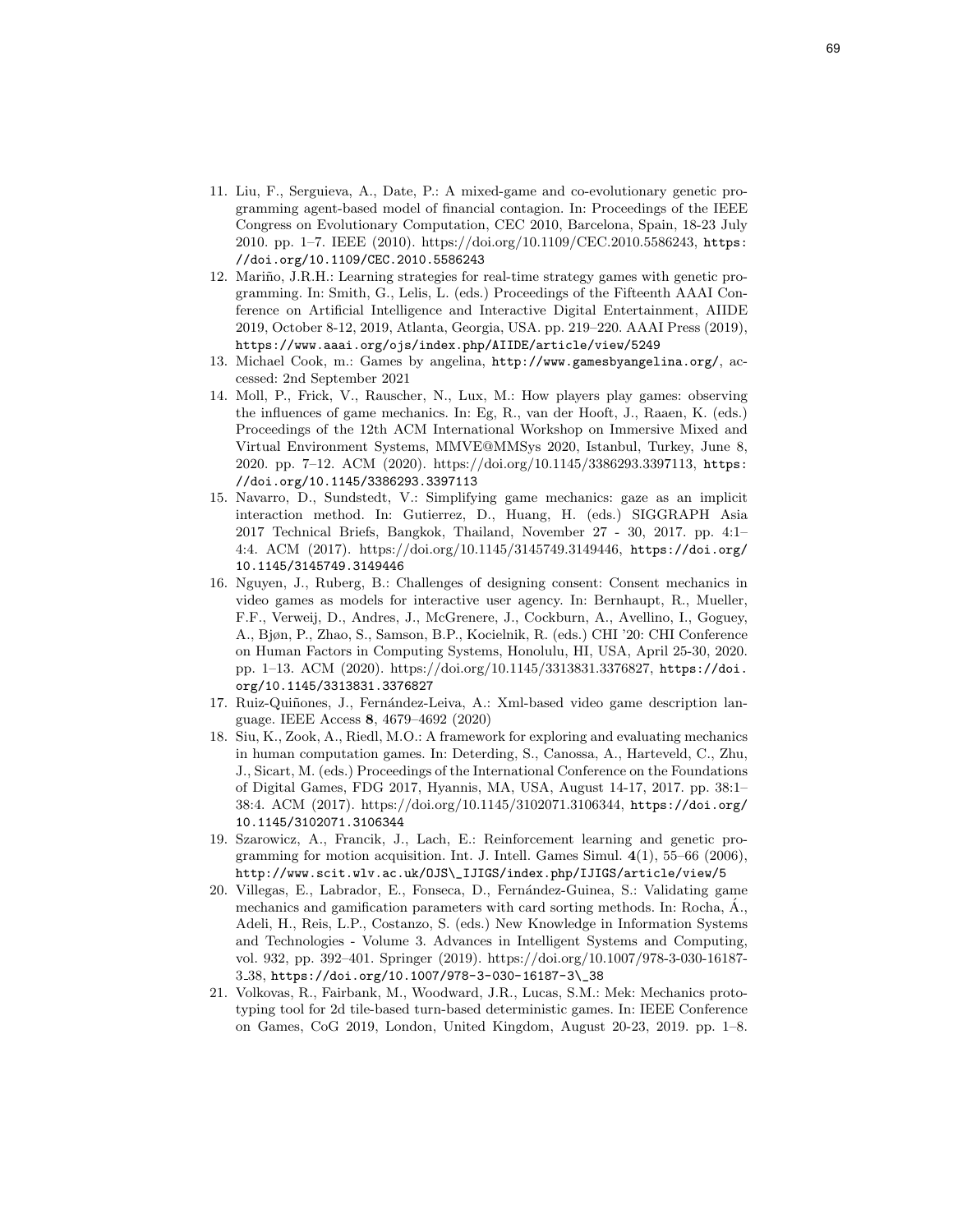11. Liu, F., Serguieva, A., Date, P.: A mixed-game and co-evolutionary genetic programming agent-based model of financial contagion. In: Proceedings of the IEEE Congress on Evolutionary Computation, CEC 2010, Barcelona, Spain, 18-23 July 2010. pp. 1–7. IEEE (2010). https://doi.org/10.1109/CEC.2010.5586243, https://doi.org/10.1109/CEC.2010.5586243
12. Mariño, J.R.H.: Learning strategies for real-time strategy games with genetic programming. In: Smith, G., Lelis, L. (eds.) Proceedings of the Fifteenth AAAI Conference on Artificial Intelligence and Interactive Digital Entertainment, AIIDE 2019, October 8-12, 2019, Atlanta, Georgia, USA. pp. 219–220. AAAI Press (2019), https://www.aaai.org/ojs/index.php/AIIDE/article/view/5249
13. Michael Cook, m.: Games by angelina, http://www.gamesbyangelina.org/, accessed: 2nd September 2021
14. Moll, P., Frick, V., Rauscher, N., Lux, M.: How players play games: observing the influences of game mechanics. In: Eg, R., van der Hooft, J., Raaen, K. (eds.) Proceedings of the 12th ACM International Workshop on Immersive Mixed and Virtual Environment Systems, MMVE@MMSys 2020, Istanbul, Turkey, June 8, 2020. pp. 7–12. ACM (2020). https://doi.org/10.1145/3386293.3397113, https://doi.org/10.1145/3386293.3397113
15. Navarro, D., Sundstedt, V.: Simplifying game mechanics: gaze as an implicit interaction method. In: Gutierrez, D., Huang, H. (eds.) SIGGRAPH Asia 2017 Technical Briefs, Bangkok, Thailand, November 27 - 30, 2017. pp. 4:1–4:4. ACM (2017). https://doi.org/10.1145/3145749.3149446, https://doi.org/10.1145/3145749.3149446
16. Nguyen, J., Ruberg, B.: Challenges of designing consent: Consent mechanics in video games as models for interactive user agency. In: Bernhaupt, R., Mueller, F.F., Verweij, D., Andres, J., McGrenere, J., Cockburn, A., Avellino, I., Goguey, A., Bjøn, P., Zhao, S., Samson, B.P., Kocielnik, R. (eds.) CHI '20: CHI Conference on Human Factors in Computing Systems, Honolulu, HI, USA, April 25-30, 2020. pp. 1–13. ACM (2020). https://doi.org/10.1145/3313831.3376827, https://doi.org/10.1145/3313831.3376827
17. Ruiz-Quiñones, J., Fernández-Leiva, A.: Xml-based video game description language. IEEE Access **8**, 4679–4692 (2020)
18. Siu, K., Zook, A., Riedl, M.O.: A framework for exploring and evaluating mechanics in human computation games. In: Deterding, S., Canossa, A., Harteveld, C., Zhu, J., Sicart, M. (eds.) Proceedings of the International Conference on the Foundations of Digital Games, FDG 2017, Hyannis, MA, USA, August 14-17, 2017. pp. 38:1–38:4. ACM (2017). https://doi.org/10.1145/3102071.3106344, https://doi.org/10.1145/3102071.3106344
19. Szarowicz, A., Francik, J., Lach, E.: Reinforcement learning and genetic programming for motion acquisition. Int. J. Intell. Games Simul. **4**(1), 55–66 (2006), http://www.scit.wlv.ac.uk/OJS\_IJIGS/index.php/IJIGS/article/view/5
20. Villegas, E., Labrador, E., Fonseca, D., Fernández-Guinea, S.: Validating game mechanics and gamification parameters with card sorting methods. In: Rocha, Á., Adeli, H., Reis, L.P., Costanzo, S. (eds.) New Knowledge in Information Systems and Technologies - Volume 3. Advances in Intelligent Systems and Computing, vol. 932, pp. 392–401. Springer (2019). https://doi.org/10.1007/978-3-030-16187-3_38, https://doi.org/10.1007/978-3-030-16187-3\_38
21. Volkovas, R., Fairbank, M., Woodward, J.R., Lucas, S.M.: Mek: Mechanics prototyping tool for 2d tile-based turn-based deterministic games. In: IEEE Conference on Games, CoG 2019, London, United Kingdom, August 20-23, 2019. pp. 1–8.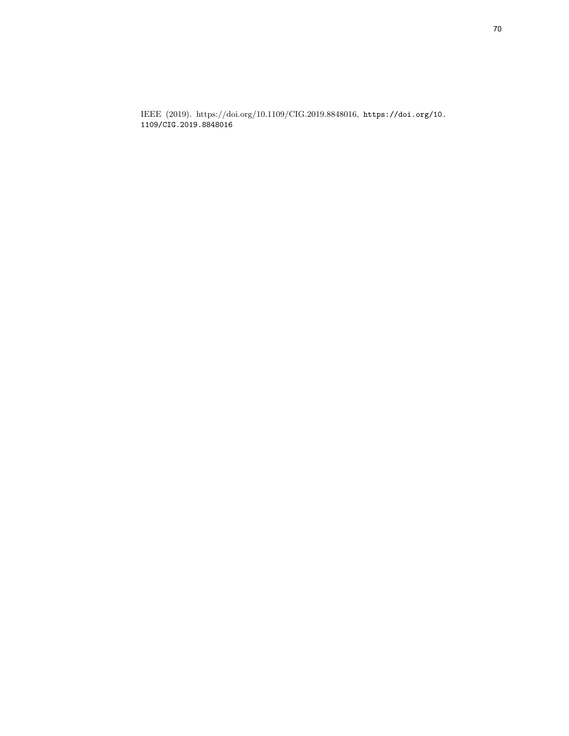IEEE (2019). https://doi.org/10.1109/CIG.2019.8848016, https://doi.org/10.1109/CIG.2019.8848016